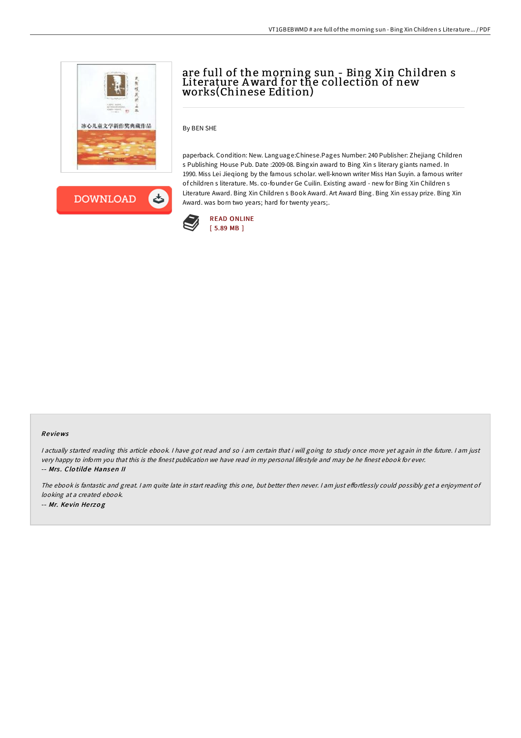# are full of the morning sun - Bing Xin Children s Literature Award for the collection of new works(Chinese Edition)

By BEN SHE

paperback. Condition: New. Language:Chinese.Pages Number: 240 Publisher: Zhejiang Children s Publishing House Pub. Date :2009-08. Bingxin award to Bing Xin s literary giants named. In 1990. Miss Lei Jieqiong by the famous scholar. well-known writer Miss Han Suyin. a famous writer of children s literature. Ms. co-founder Ge Cuilin. Existing award - new for Bing Xin Children s Literature Award. Bing Xin Children s Book Award. Art Award Bing. Bing Xin essay prize. Bing Xin Award. was born two years; hard for twenty years;.

READ ONLINE
[ 5.89 MB ]

## Reviews

*I actually started reading this article ebook. I have got read and so i am certain that i will going to study once more yet again in the future. I am just very happy to inform you that this is the finest publication we have read in my personal lifestyle and may be he finest ebook for ever.*
-- *Mrs. Clotilde Hansen II*

*The ebook is fantastic and great. I am quite late in start reading this one, but better then never. I am just effortlessly could possibly get a enjoyment of looking at a created ebook.*
-- *Mr. Kevin Herzog*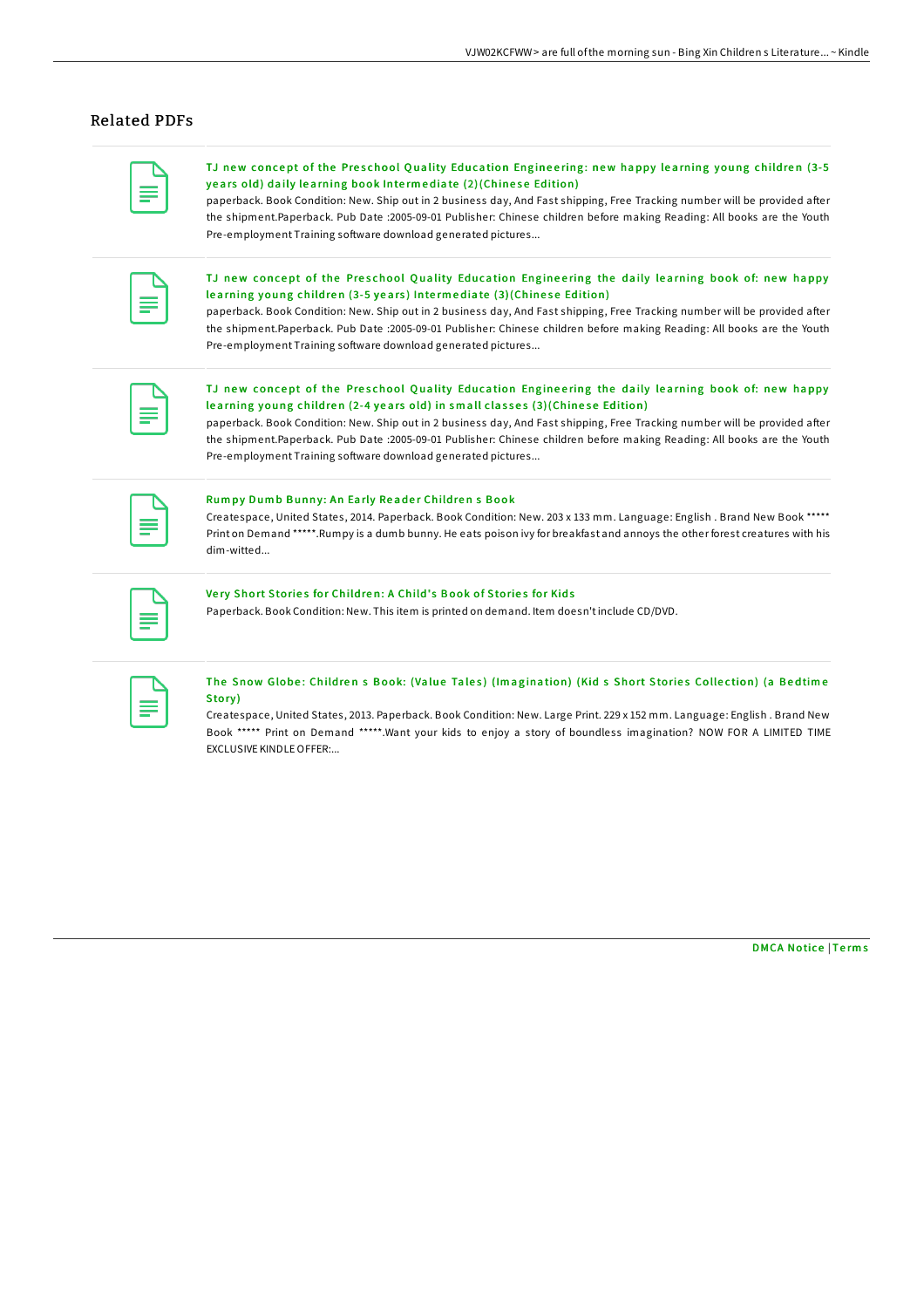## Related PDFs

**TJ new concept of the Preschool Quality Education Engineering: new happy learning young children (3-5 years old) daily learning book Intermediate (2)(Chinese Edition)**

paperback. Book Condition: New. Ship out in 2 business day, And Fast shipping, Free Tracking number will be provided after the shipment.Paperback. Pub Date :2005-09-01 Publisher: Chinese children before making Reading: All books are the Youth Pre-employment Training software download generated pictures...

**TJ new concept of the Preschool Quality Education Engineering the daily learning book of: new happy learning young children (3-5 years) Intermediate (3)(Chinese Edition)**

paperback. Book Condition: New. Ship out in 2 business day, And Fast shipping, Free Tracking number will be provided after the shipment.Paperback. Pub Date :2005-09-01 Publisher: Chinese children before making Reading: All books are the Youth Pre-employment Training software download generated pictures...

**TJ new concept of the Preschool Quality Education Engineering the daily learning book of: new happy learning young children (2-4 years old) in small classes (3)(Chinese Edition)**

paperback. Book Condition: New. Ship out in 2 business day, And Fast shipping, Free Tracking number will be provided after the shipment.Paperback. Pub Date :2005-09-01 Publisher: Chinese children before making Reading: All books are the Youth Pre-employment Training software download generated pictures...

**Rumpy Dumb Bunny: An Early Reader Children s Book**

Createspace, United States, 2014. Paperback. Book Condition: New. 203 x 133 mm. Language: English . Brand New Book ***** Print on Demand *****.Rumpy is a dumb bunny. He eats poison ivy for breakfast and annoys the other forest creatures with his dim-witted...

**Very Short Stories for Children: A Child's Book of Stories for Kids**

Paperback. Book Condition: New. This item is printed on demand. Item doesn't include CD/DVD.

**The Snow Globe: Children s Book: (Value Tales) (Imagination) (Kid s Short Stories Collection) (a Bedtime Story)**

Createspace, United States, 2013. Paperback. Book Condition: New. Large Print. 229 x 152 mm. Language: English . Brand New Book ***** Print on Demand *****.Want your kids to enjoy a story of boundless imagination? NOW FOR A LIMITED TIME EXCLUSIVE KINDLE OFFER:...